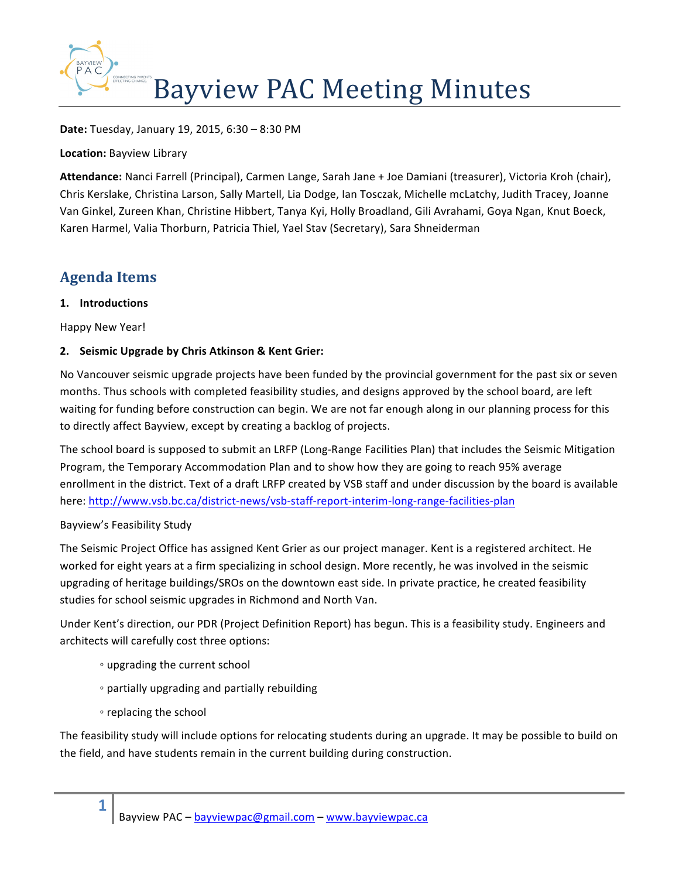# Bayview PAC Meeting Minutes

**Date:** Tuesday, January 19, 2015, 6:30 – 8:30 PM

**Location:** Bayview Library

**Attendance:** Nanci Farrell (Principal), Carmen Lange, Sarah Jane + Joe Damiani (treasurer), Victoria Kroh (chair), Chris Kerslake, Christina Larson, Sally Martell, Lia Dodge, Ian Tosczak, Michelle mcLatchy, Judith Tracey, Joanne Van Ginkel, Zureen Khan, Christine Hibbert, Tanya Kyi, Holly Broadland, Gili Avrahami, Goya Ngan, Knut Boeck, Karen Harmel, Valia Thorburn, Patricia Thiel, Yael Stav (Secretary), Sara Shneiderman

## Agenda Items

**1. Introductions**

Happy New Year!

**2. Seismic Upgrade by Chris Atkinson & Kent Grier:**

No Vancouver seismic upgrade projects have been funded by the provincial government for the past six or seven months. Thus schools with completed feasibility studies, and designs approved by the school board, are left waiting for funding before construction can begin. We are not far enough along in our planning process for this to directly affect Bayview, except by creating a backlog of projects.

The school board is supposed to submit an LRFP (Long-Range Facilities Plan) that includes the Seismic Mitigation Program, the Temporary Accommodation Plan and to show how they are going to reach 95% average enrollment in the district. Text of a draft LRFP created by VSB staff and under discussion by the board is available here: http://www.vsb.bc.ca/district-news/vsb-staff-report-interim-long-range-facilities-plan

Bayview's Feasibility Study

The Seismic Project Office has assigned Kent Grier as our project manager. Kent is a registered architect. He worked for eight years at a firm specializing in school design. More recently, he was involved in the seismic upgrading of heritage buildings/SROs on the downtown east side. In private practice, he created feasibility studies for school seismic upgrades in Richmond and North Van.

Under Kent's direction, our PDR (Project Definition Report) has begun. This is a feasibility study. Engineers and architects will carefully cost three options:

- upgrading the current school
- partially upgrading and partially rebuilding
- replacing the school

The feasibility study will include options for relocating students during an upgrade. It may be possible to build on the field, and have students remain in the current building during construction.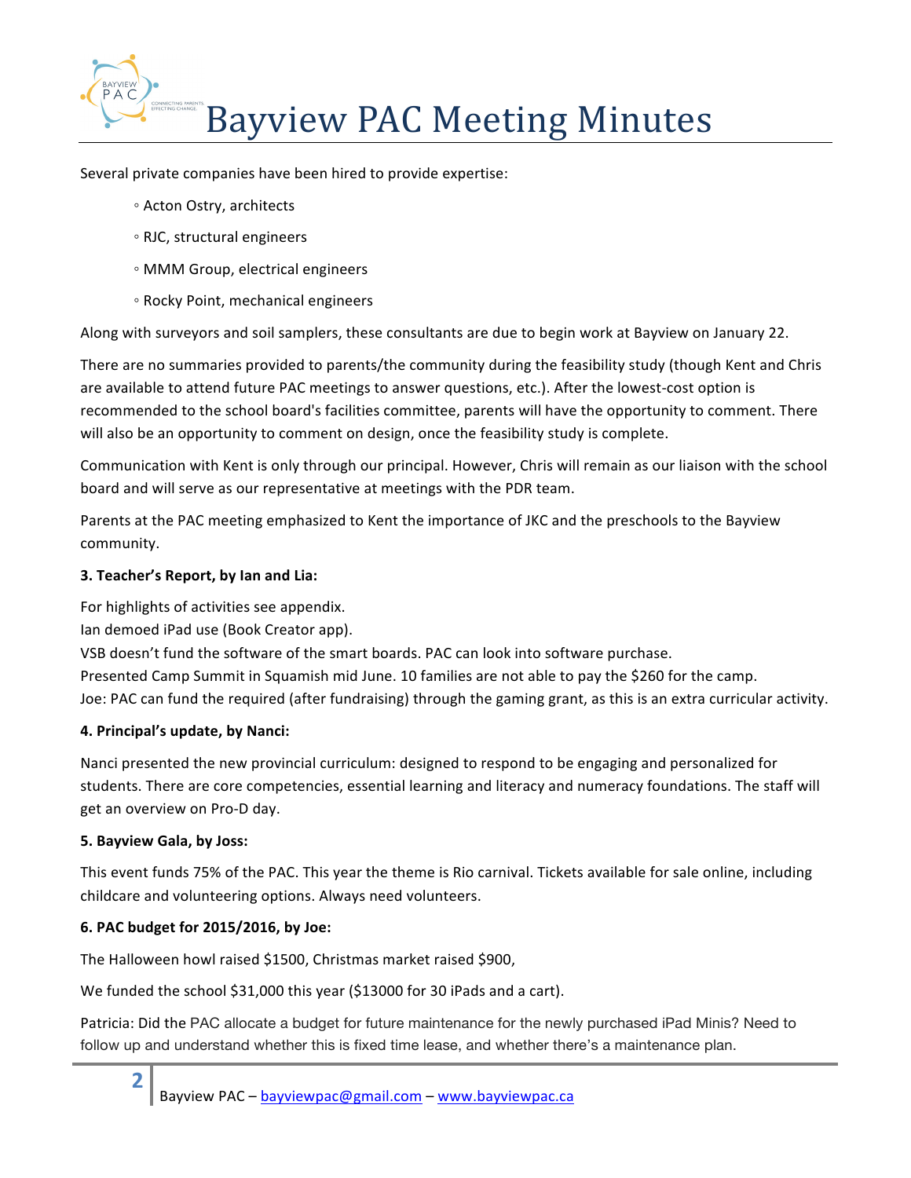Several private companies have been hired to provide expertise:

- Acton Ostry, architects
- RJC, structural engineers
- MMM Group, electrical engineers
- Rocky Point, mechanical engineers

Along with surveyors and soil samplers, these consultants are due to begin work at Bayview on January 22.

There are no summaries provided to parents/the community during the feasibility study (though Kent and Chris are available to attend future PAC meetings to answer questions, etc.). After the lowest-cost option is recommended to the school board's facilities committee, parents will have the opportunity to comment. There will also be an opportunity to comment on design, once the feasibility study is complete.

Communication with Kent is only through our principal. However, Chris will remain as our liaison with the school board and will serve as our representative at meetings with the PDR team.

Parents at the PAC meeting emphasized to Kent the importance of JKC and the preschools to the Bayview community.

**3. Teacher's Report, by Ian and Lia:**

For highlights of activities see appendix.
Ian demoed iPad use (Book Creator app).
VSB doesn't fund the software of the smart boards. PAC can look into software purchase.
Presented Camp Summit in Squamish mid June. 10 families are not able to pay the $260 for the camp.
Joe: PAC can fund the required (after fundraising) through the gaming grant, as this is an extra curricular activity.

**4. Principal's update, by Nanci:**

Nanci presented the new provincial curriculum: designed to respond to be engaging and personalized for students. There are core competencies, essential learning and literacy and numeracy foundations. The staff will get an overview on Pro-D day.

**5. Bayview Gala, by Joss:**

This event funds 75% of the PAC. This year the theme is Rio carnival. Tickets available for sale online, including childcare and volunteering options. Always need volunteers.

**6. PAC budget for 2015/2016, by Joe:**

The Halloween howl raised $1500, Christmas market raised $900,

We funded the school $31,000 this year ($13000 for 30 iPads and a cart).

Patricia: Did the PAC allocate a budget for future maintenance for the newly purchased iPad Minis? Need to follow up and understand whether this is fixed time lease, and whether there's a maintenance plan.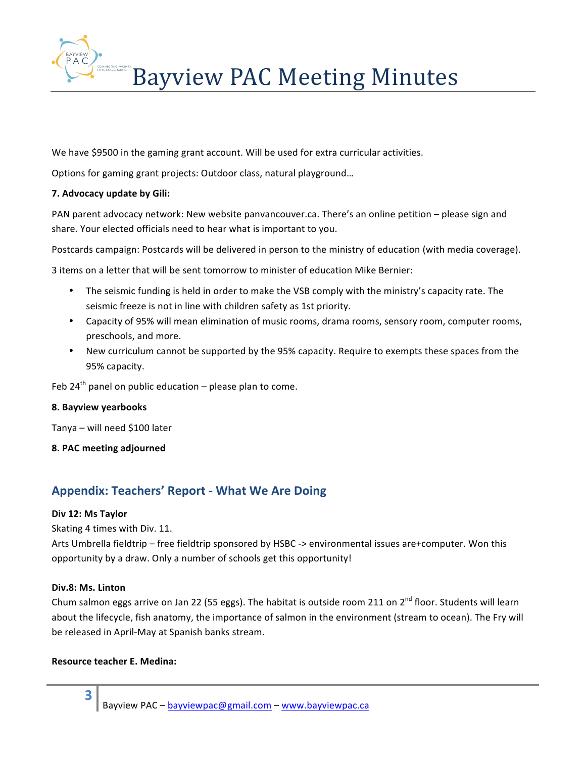We have $9500 in the gaming grant account. Will be used for extra curricular activities.

Options for gaming grant projects: Outdoor class, natural playground…

**7. Advocacy update by Gili:**

PAN parent advocacy network: New website panvancouver.ca. There's an online petition – please sign and share. Your elected officials need to hear what is important to you.

Postcards campaign: Postcards will be delivered in person to the ministry of education (with media coverage).

3 items on a letter that will be sent tomorrow to minister of education Mike Bernier:

- The seismic funding is held in order to make the VSB comply with the ministry's capacity rate. The seismic freeze is not in line with children safety as 1st priority.
- Capacity of 95% will mean elimination of music rooms, drama rooms, sensory room, computer rooms, preschools, and more.
- New curriculum cannot be supported by the 95% capacity. Require to exempts these spaces from the 95% capacity.

Feb 24th panel on public education – please plan to come.

**8. Bayview yearbooks**

Tanya – will need $100 later

**8. PAC meeting adjourned**

## Appendix: Teachers' Report - What We Are Doing

**Div 12: Ms Taylor**
Skating 4 times with Div. 11.
Arts Umbrella fieldtrip – free fieldtrip sponsored by HSBC -> environmental issues are+computer. Won this opportunity by a draw. Only a number of schools get this opportunity!

**Div.8: Ms. Linton**
Chum salmon eggs arrive on Jan 22 (55 eggs). The habitat is outside room 211 on 2nd floor. Students will learn about the lifecycle, fish anatomy, the importance of salmon in the environment (stream to ocean). The Fry will be released in April-May at Spanish banks stream.

**Resource teacher E. Medina:**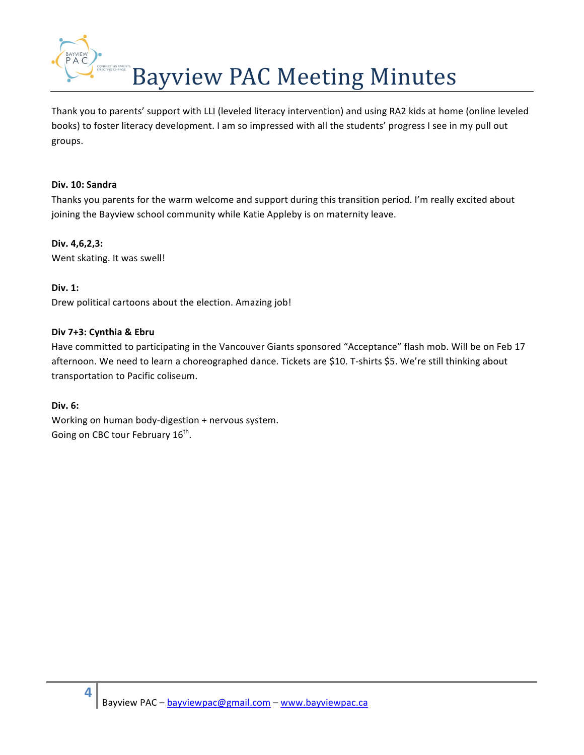Thank you to parents' support with LLI (leveled literacy intervention) and using RA2 kids at home (online leveled books) to foster literacy development. I am so impressed with all the students' progress I see in my pull out groups.

**Div. 10: Sandra**

Thanks you parents for the warm welcome and support during this transition period. I'm really excited about joining the Bayview school community while Katie Appleby is on maternity leave.

**Div. 4,6,2,3:**

Went skating. It was swell!

**Div. 1:**

Drew political cartoons about the election. Amazing job!

**Div 7+3: Cynthia & Ebru**

Have committed to participating in the Vancouver Giants sponsored "Acceptance" flash mob. Will be on Feb 17 afternoon. We need to learn a choreographed dance. Tickets are $10. T-shirts $5. We're still thinking about transportation to Pacific coliseum.

**Div. 6:**

Working on human body-digestion + nervous system.
Going on CBC tour February 16th.